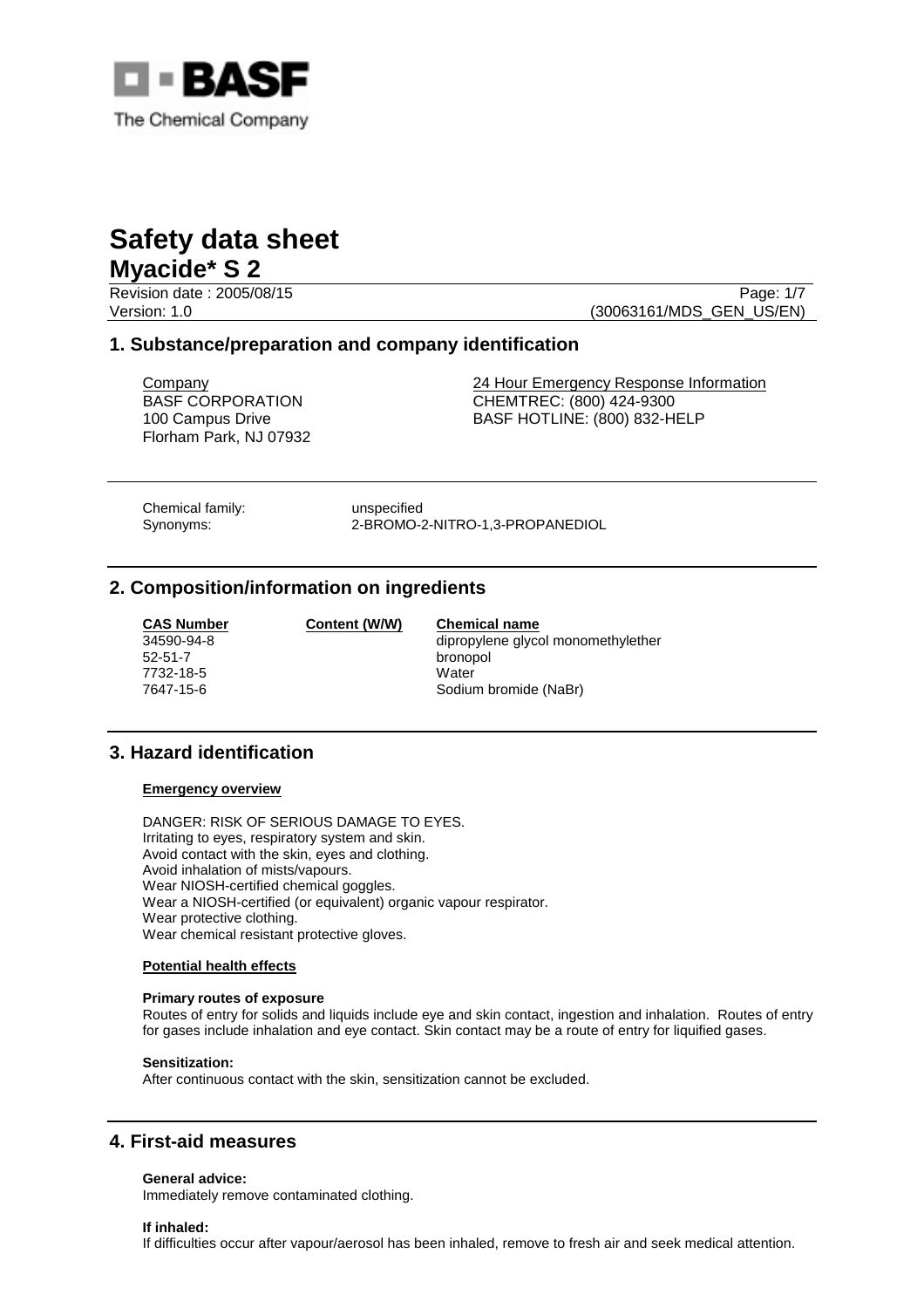BASF

The Chemical Company

# Safety data sheet
## Myacide* S 2

Revision date : 2005/08/15
Version: 1.0 (30063161/MDS_GEN_US/EN)

## 1. Substance/preparation and company identification

Company
BASF CORPORATION
100 Campus Drive
Florham Park, NJ 07932

24 Hour Emergency Response Information
CHEMTREC: (800) 424-9300
BASF HOTLINE: (800) 832-HELP

Chemical family: unspecified
Synonyms: 2-BROMO-2-NITRO-1,3-PROPANEDIOL

## 2. Composition/information on ingredients

| CAS Number | Content (W/W) | Chemical name |
|---|---|---|
| 34590-94-8 | | dipropylene glycol monomethylether |
| 52-51-7 | | bronopol |
| 7732-18-5 | | Water |
| 7647-15-6 | | Sodium bromide (NaBr) |

## 3. Hazard identification

**Emergency overview**

DANGER: RISK OF SERIOUS DAMAGE TO EYES.
Irritating to eyes, respiratory system and skin.
Avoid contact with the skin, eyes and clothing.
Avoid inhalation of mists/vapours.
Wear NIOSH-certified chemical goggles.
Wear a NIOSH-certified (or equivalent) organic vapour respirator.
Wear protective clothing.
Wear chemical resistant protective gloves.

**Potential health effects**

**Primary routes of exposure**
Routes of entry for solids and liquids include eye and skin contact, ingestion and inhalation. Routes of entry for gases include inhalation and eye contact. Skin contact may be a route of entry for liquified gases.

**Sensitization:**
After continuous contact with the skin, sensitization cannot be excluded.

## 4. First-aid measures

**General advice:**
Immediately remove contaminated clothing.

**If inhaled:**
If difficulties occur after vapour/aerosol has been inhaled, remove to fresh air and seek medical attention.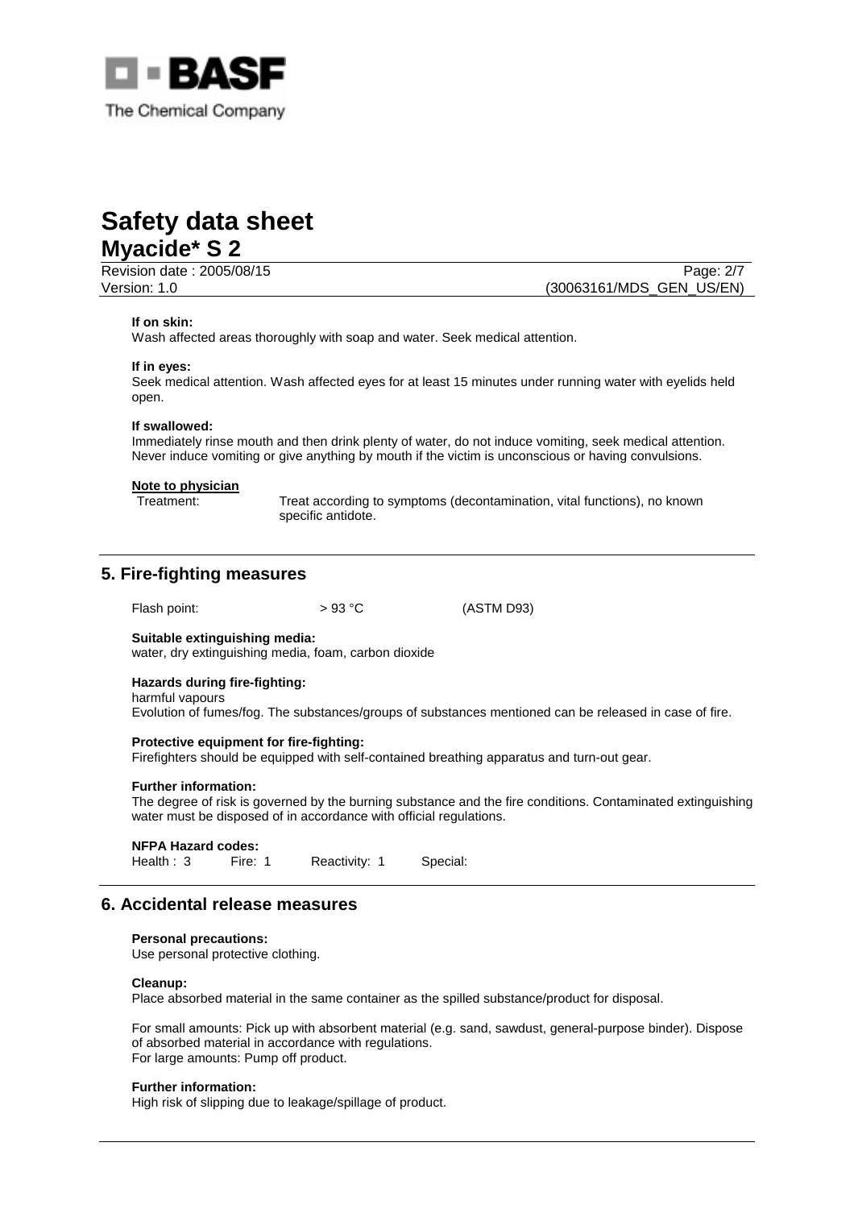**If on skin:**
Wash affected areas thoroughly with soap and water. Seek medical attention.

**If in eyes:**
Seek medical attention. Wash affected eyes for at least 15 minutes under running water with eyelids held open.

**If swallowed:**
Immediately rinse mouth and then drink plenty of water, do not induce vomiting, seek medical attention. Never induce vomiting or give anything by mouth if the victim is unconscious or having convulsions.

**Note to physician**

Treatment: Treat according to symptoms (decontamination, vital functions), no known specific antidote.

## 5. Fire-fighting measures

Flash point: > 93 °C (ASTM D93)

**Suitable extinguishing media:**
water, dry extinguishing media, foam, carbon dioxide

**Hazards during fire-fighting:**
harmful vapours
Evolution of fumes/fog. The substances/groups of substances mentioned can be released in case of fire.

**Protective equipment for fire-fighting:**
Firefighters should be equipped with self-contained breathing apparatus and turn-out gear.

**Further information:**
The degree of risk is governed by the burning substance and the fire conditions. Contaminated extinguishing water must be disposed of in accordance with official regulations.

**NFPA Hazard codes:**
Health : 3 Fire: 1 Reactivity: 1 Special:

## 6. Accidental release measures

**Personal precautions:**
Use personal protective clothing.

**Cleanup:**
Place absorbed material in the same container as the spilled substance/product for disposal.

For small amounts: Pick up with absorbent material (e.g. sand, sawdust, general-purpose binder). Dispose of absorbed material in accordance with regulations.
For large amounts: Pump off product.

**Further information:**
High risk of slipping due to leakage/spillage of product.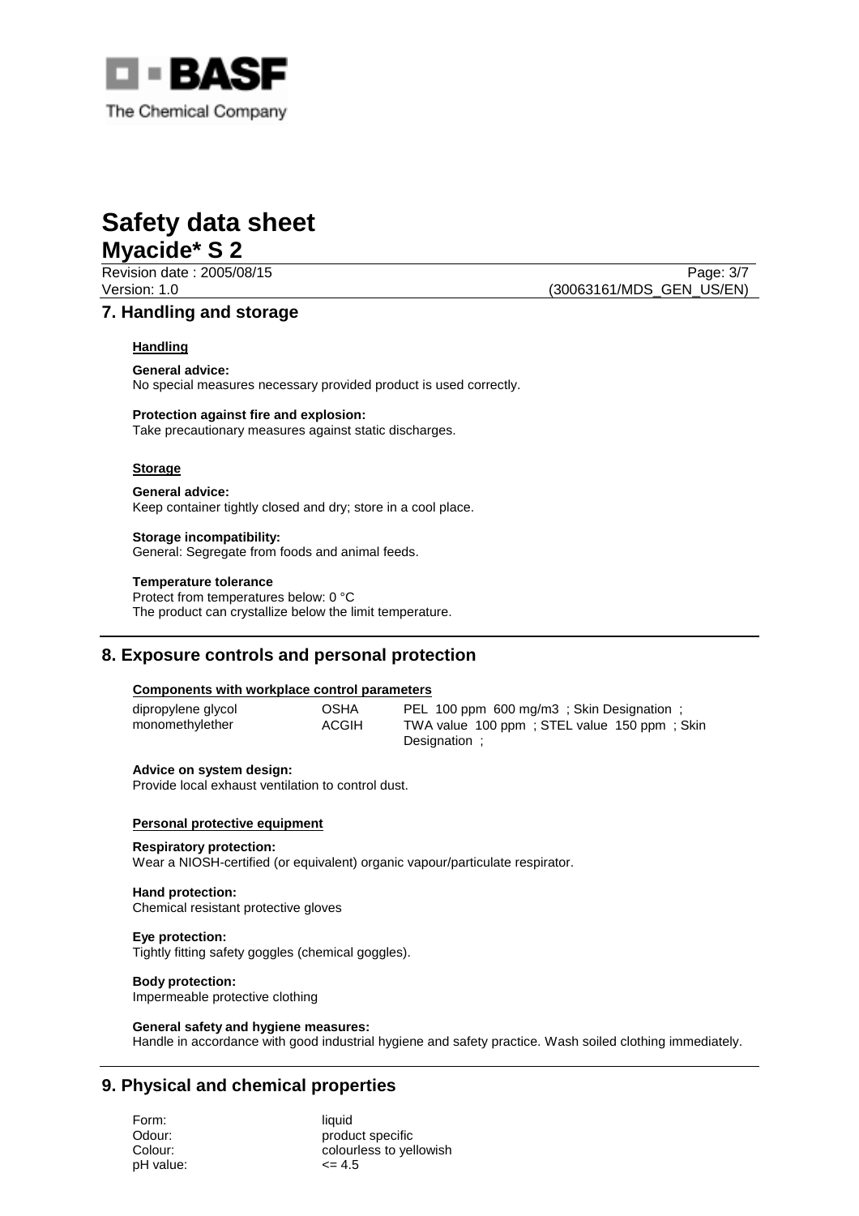## 7. Handling and storage

### Handling

**General advice:**
No special measures necessary provided product is used correctly.

**Protection against fire and explosion:**
Take precautionary measures against static discharges.

### Storage

**General advice:**
Keep container tightly closed and dry; store in a cool place.

**Storage incompatibility:**
General: Segregate from foods and animal feeds.

**Temperature tolerance**
Protect from temperatures below: 0 °C
The product can crystallize below the limit temperature.

## 8. Exposure controls and personal protection

### Components with workplace control parameters

| | | |
|---|---|---|
| dipropylene glycol monomethylether | OSHA | PEL 100 ppm 600 mg/m3 ; Skin Designation ; |
| | ACGIH | TWA value 100 ppm ; STEL value 150 ppm ; Skin Designation ; |

**Advice on system design:**
Provide local exhaust ventilation to control dust.

### Personal protective equipment

**Respiratory protection:**
Wear a NIOSH-certified (or equivalent) organic vapour/particulate respirator.

**Hand protection:**
Chemical resistant protective gloves

**Eye protection:**
Tightly fitting safety goggles (chemical goggles).

**Body protection:**
Impermeable protective clothing

**General safety and hygiene measures:**
Handle in accordance with good industrial hygiene and safety practice. Wash soiled clothing immediately.

## 9. Physical and chemical properties

| | |
|---|---|
| Form: | liquid |
| Odour: | product specific |
| Colour: | colourless to yellowish |
| pH value: | <= 4.5 |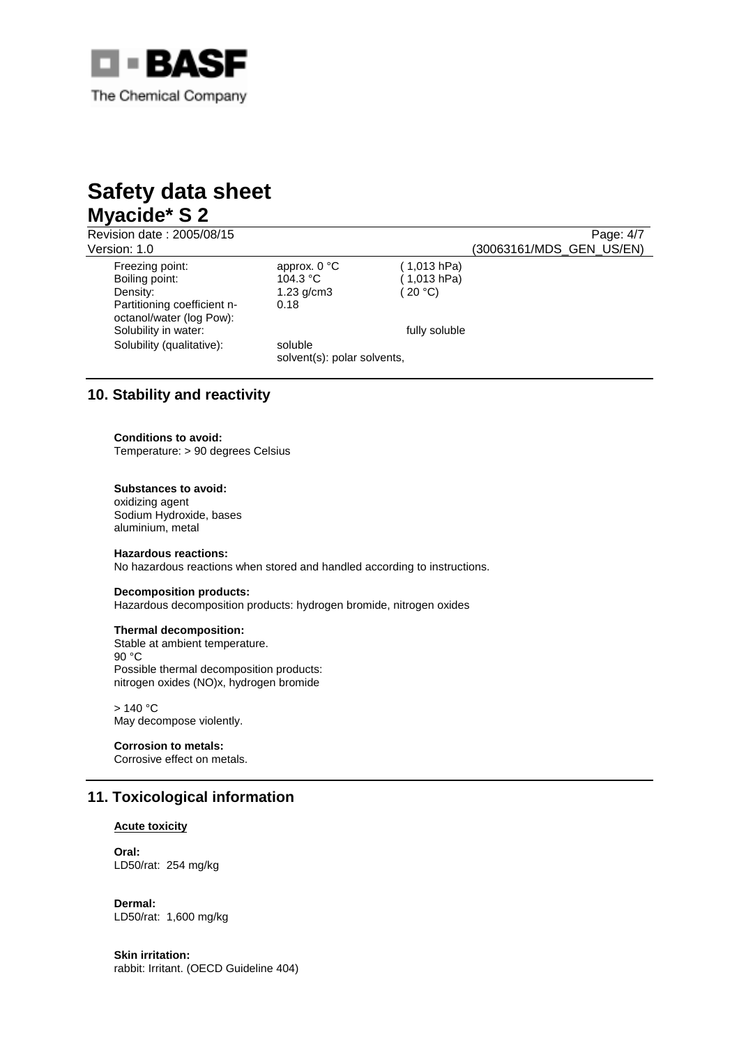| | | |
|---|---|---|
| Freezing point: | approx. 0 °C | ( 1,013 hPa) |
| Boiling point: | 104.3 °C | ( 1,013 hPa) |
| Density: | 1.23 g/cm3 | ( 20 °C) |
| Partitioning coefficient n-octanol/water (log Pow): | 0.18 | |
| Solubility in water: | | fully soluble |
| Solubility (qualitative): | soluble<br>solvent(s): polar solvents, | |

## 10. Stability and reactivity

**Conditions to avoid:**
Temperature: > 90 degrees Celsius

**Substances to avoid:**
oxidizing agent
Sodium Hydroxide, bases
aluminium, metal

**Hazardous reactions:**
No hazardous reactions when stored and handled according to instructions.

**Decomposition products:**
Hazardous decomposition products: hydrogen bromide, nitrogen oxides

**Thermal decomposition:**
Stable at ambient temperature.
90 °C
Possible thermal decomposition products:
nitrogen oxides (NO)x, hydrogen bromide

> 140 °C
May decompose violently.

**Corrosion to metals:**
Corrosive effect on metals.

## 11. Toxicological information

**Acute toxicity**

**Oral:**
LD50/rat: 254 mg/kg

**Dermal:**
LD50/rat: 1,600 mg/kg

**Skin irritation:**
rabbit: Irritant. (OECD Guideline 404)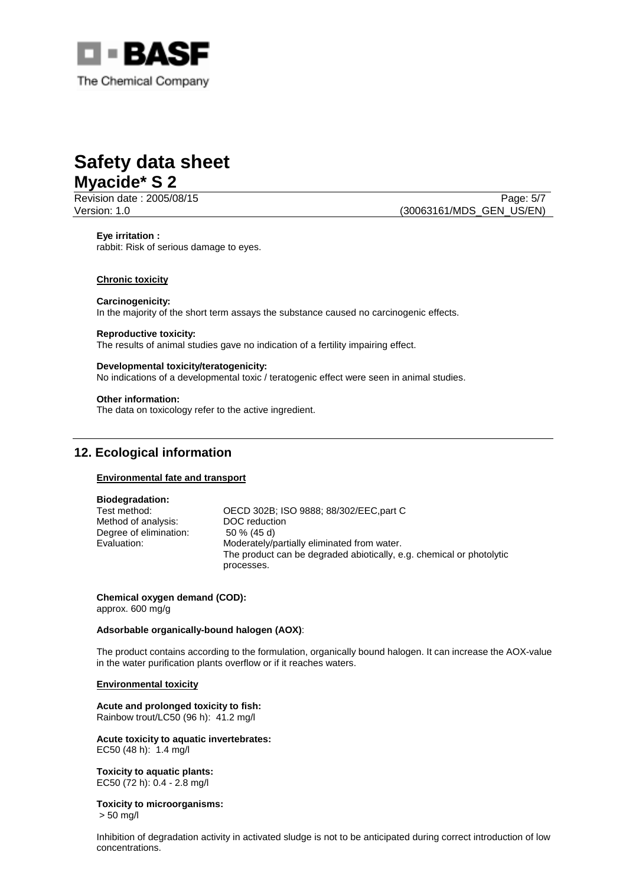**Eye irritation :**
rabbit: Risk of serious damage to eyes.

**Chronic toxicity**

**Carcinogenicity:**
In the majority of the short term assays the substance caused no carcinogenic effects.

**Reproductive toxicity:**
The results of animal studies gave no indication of a fertility impairing effect.

**Developmental toxicity/teratogenicity:**
No indications of a developmental toxic / teratogenic effect were seen in animal studies.

**Other information:**
The data on toxicology refer to the active ingredient.

## 12. Ecological information

**Environmental fate and transport**

**Biodegradation:**

| | |
|---|---|
| Test method: | OECD 302B; ISO 9888; 88/302/EEC,part C |
| Method of analysis: | DOC reduction |
| Degree of elimination: | 50 % (45 d) |
| Evaluation: | Moderately/partially eliminated from water. The product can be degraded abiotically, e.g. chemical or photolytic processes. |

**Chemical oxygen demand (COD):**
approx. 600 mg/g

**Adsorbable organically-bound halogen (AOX)**:

The product contains according to the formulation, organically bound halogen. It can increase the AOX-value in the water purification plants overflow or if it reaches waters.

**Environmental toxicity**

**Acute and prolonged toxicity to fish:**
Rainbow trout/LC50 (96 h): 41.2 mg/l

**Acute toxicity to aquatic invertebrates:**
EC50 (48 h): 1.4 mg/l

**Toxicity to aquatic plants:**
EC50 (72 h): 0.4 - 2.8 mg/l

**Toxicity to microorganisms:**
> 50 mg/l

Inhibition of degradation activity in activated sludge is not to be anticipated during correct introduction of low concentrations.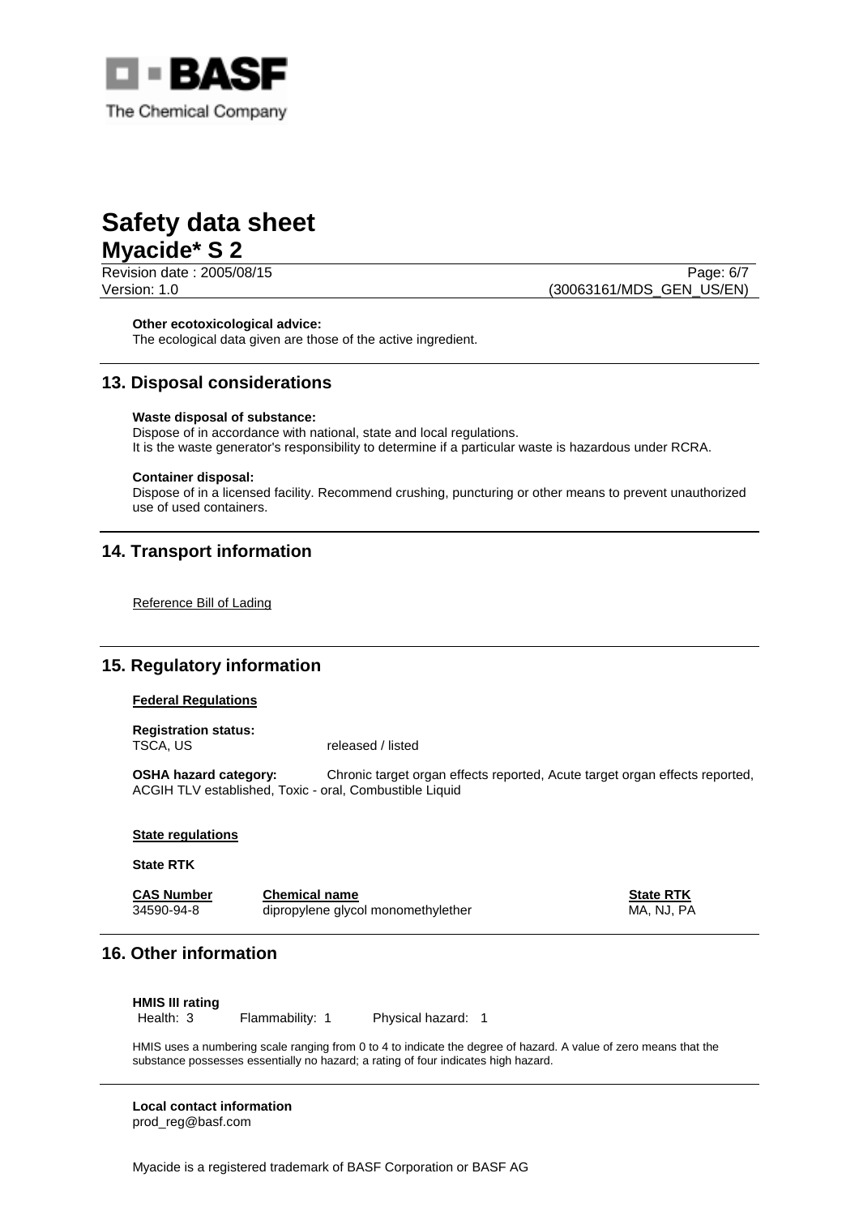**Other ecotoxicological advice:**
The ecological data given are those of the active ingredient.

## 13. Disposal considerations

**Waste disposal of substance:**
Dispose of in accordance with national, state and local regulations.
It is the waste generator's responsibility to determine if a particular waste is hazardous under RCRA.

**Container disposal:**
Dispose of in a licensed facility. Recommend crushing, puncturing or other means to prevent unauthorized use of used containers.

## 14. Transport information

Reference Bill of Lading

## 15. Regulatory information

**Federal Regulations**

**Registration status:**
TSCA, US released / listed

**OSHA hazard category:** Chronic target organ effects reported, Acute target organ effects reported, ACGIH TLV established, Toxic - oral, Combustible Liquid

**State regulations**

**State RTK**

| CAS Number | Chemical name | State RTK |
|---|---|---|
| 34590-94-8 | dipropylene glycol monomethylether | MA, NJ, PA |

## 16. Other information

**HMIS III rating**
Health: 3 Flammability: 1 Physical hazard: 1

HMIS uses a numbering scale ranging from 0 to 4 to indicate the degree of hazard. A value of zero means that the substance possesses essentially no hazard; a rating of four indicates high hazard.

**Local contact information**
prod_reg@basf.com

Myacide is a registered trademark of BASF Corporation or BASF AG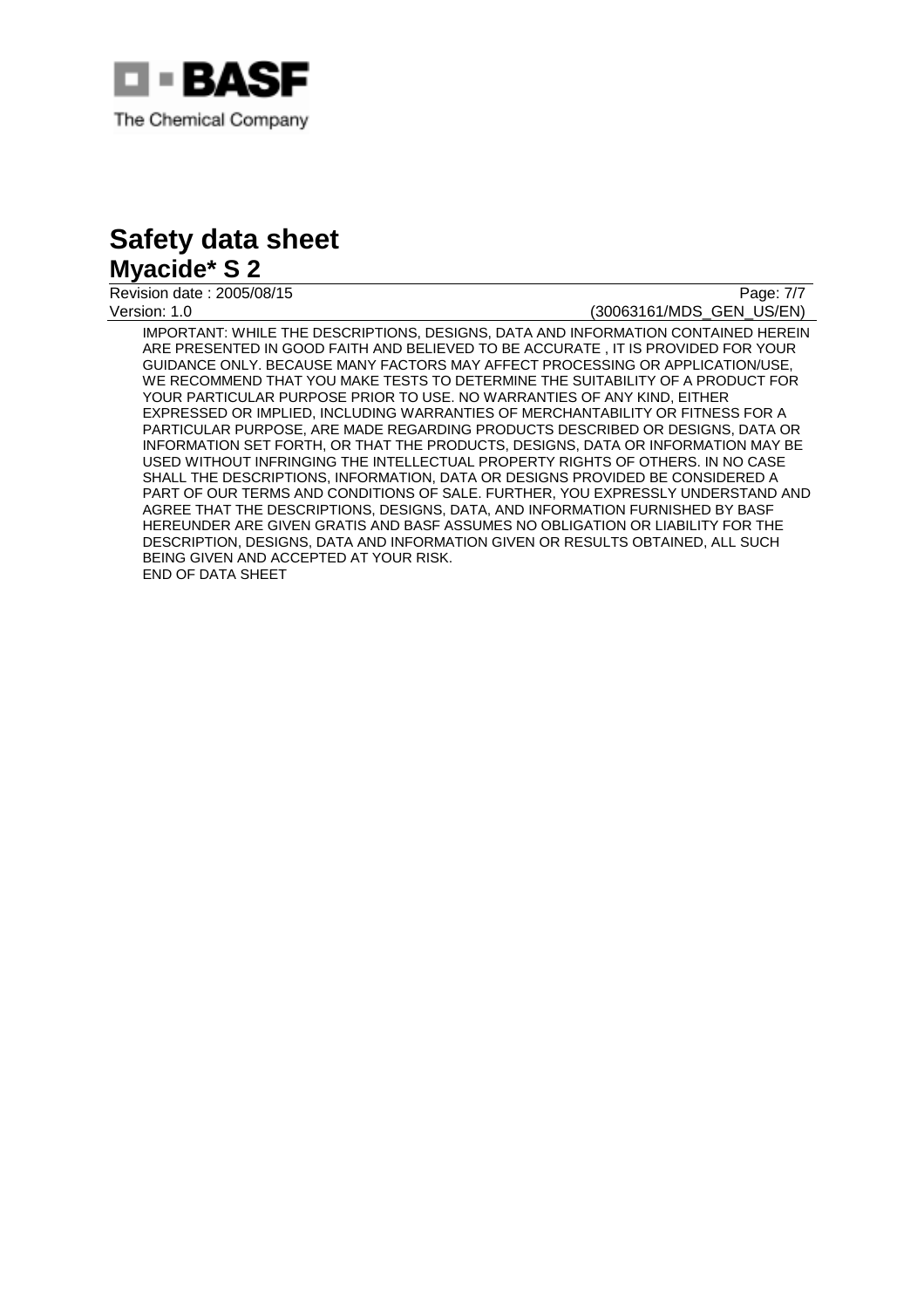IMPORTANT: WHILE THE DESCRIPTIONS, DESIGNS, DATA AND INFORMATION CONTAINED HEREIN ARE PRESENTED IN GOOD FAITH AND BELIEVED TO BE ACCURATE , IT IS PROVIDED FOR YOUR GUIDANCE ONLY. BECAUSE MANY FACTORS MAY AFFECT PROCESSING OR APPLICATION/USE, WE RECOMMEND THAT YOU MAKE TESTS TO DETERMINE THE SUITABILITY OF A PRODUCT FOR YOUR PARTICULAR PURPOSE PRIOR TO USE. NO WARRANTIES OF ANY KIND, EITHER EXPRESSED OR IMPLIED, INCLUDING WARRANTIES OF MERCHANTABILITY OR FITNESS FOR A PARTICULAR PURPOSE, ARE MADE REGARDING PRODUCTS DESCRIBED OR DESIGNS, DATA OR INFORMATION SET FORTH, OR THAT THE PRODUCTS, DESIGNS, DATA OR INFORMATION MAY BE USED WITHOUT INFRINGING THE INTELLECTUAL PROPERTY RIGHTS OF OTHERS. IN NO CASE SHALL THE DESCRIPTIONS, INFORMATION, DATA OR DESIGNS PROVIDED BE CONSIDERED A PART OF OUR TERMS AND CONDITIONS OF SALE. FURTHER, YOU EXPRESSLY UNDERSTAND AND AGREE THAT THE DESCRIPTIONS, DESIGNS, DATA, AND INFORMATION FURNISHED BY BASF HEREUNDER ARE GIVEN GRATIS AND BASF ASSUMES NO OBLIGATION OR LIABILITY FOR THE DESCRIPTION, DESIGNS, DATA AND INFORMATION GIVEN OR RESULTS OBTAINED, ALL SUCH BEING GIVEN AND ACCEPTED AT YOUR RISK.

END OF DATA SHEET